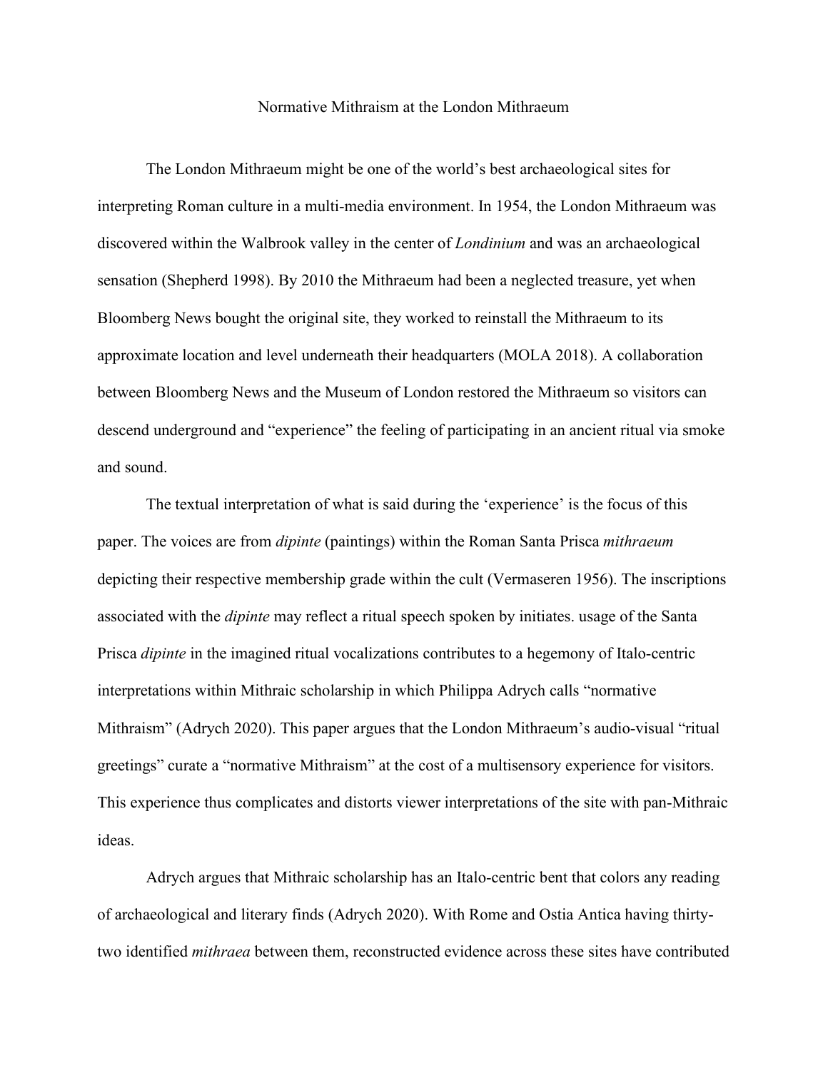# Normative Mithraism at the London Mithraeum

The London Mithraeum might be one of the world's best archaeological sites for interpreting Roman culture in a multi-media environment. In 1954, the London Mithraeum was discovered within the Walbrook valley in the center of *Londinium* and was an archaeological sensation (Shepherd 1998). By 2010 the Mithraeum had been a neglected treasure, yet when Bloomberg News bought the original site, they worked to reinstall the Mithraeum to its approximate location and level underneath their headquarters (MOLA 2018). A collaboration between Bloomberg News and the Museum of London restored the Mithraeum so visitors can descend underground and "experience" the feeling of participating in an ancient ritual via smoke and sound.

The textual interpretation of what is said during the 'experience' is the focus of this paper. The voices are from *dipinte* (paintings) within the Roman Santa Prisca *mithraeum* depicting their respective membership grade within the cult (Vermaseren 1956). The inscriptions associated with the *dipinte* may reflect a ritual speech spoken by initiates. usage of the Santa Prisca *dipinte* in the imagined ritual vocalizations contributes to a hegemony of Italo-centric interpretations within Mithraic scholarship in which Philippa Adrych calls "normative Mithraism" (Adrych 2020). This paper argues that the London Mithraeum's audio-visual "ritual greetings" curate a "normative Mithraism" at the cost of a multisensory experience for visitors. This experience thus complicates and distorts viewer interpretations of the site with pan-Mithraic ideas.

Adrych argues that Mithraic scholarship has an Italo-centric bent that colors any reading of archaeological and literary finds (Adrych 2020). With Rome and Ostia Antica having thirty-two identified *mithraea* between them, reconstructed evidence across these sites have contributed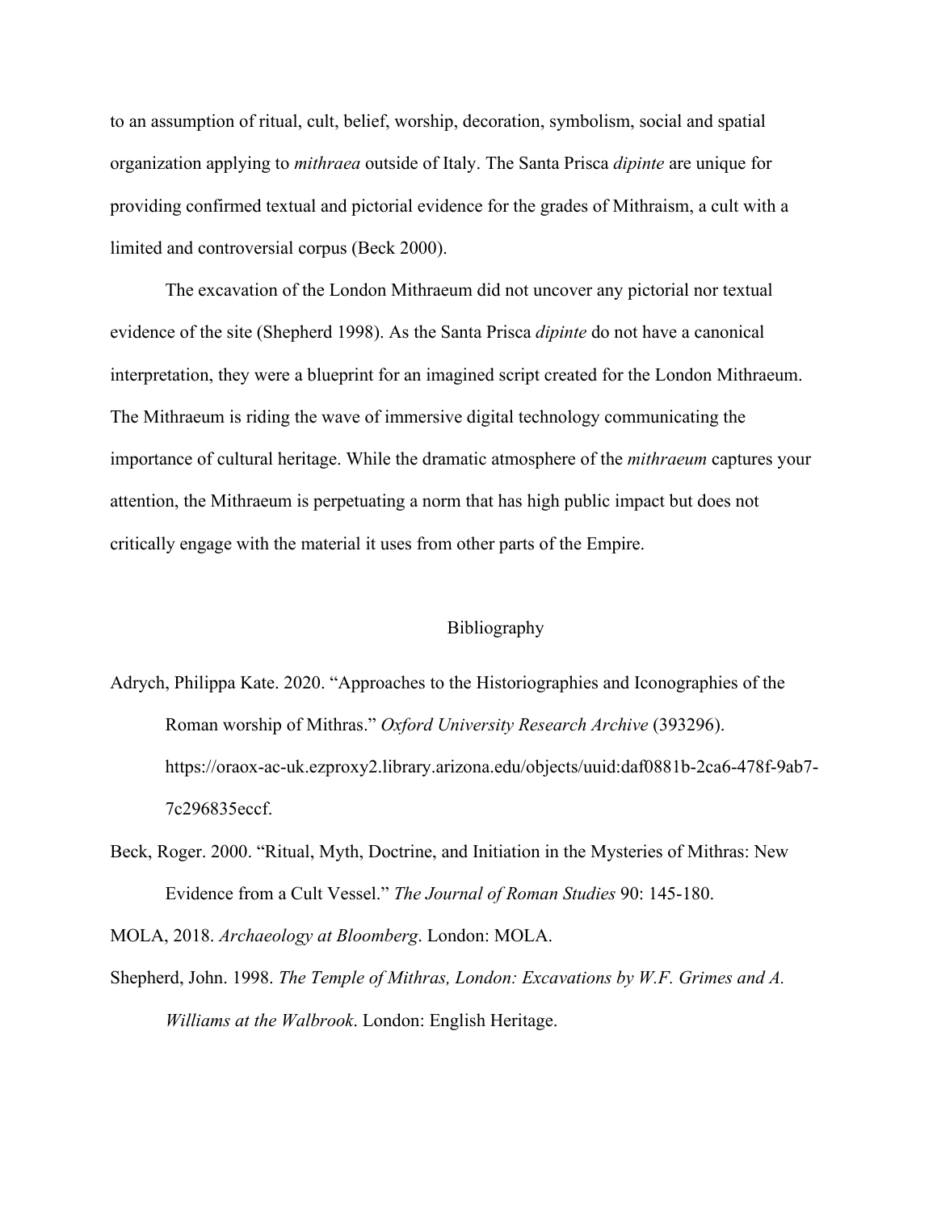to an assumption of ritual, cult, belief, worship, decoration, symbolism, social and spatial organization applying to *mithraea* outside of Italy. The Santa Prisca *dipinte* are unique for providing confirmed textual and pictorial evidence for the grades of Mithraism, a cult with a limited and controversial corpus (Beck 2000).

The excavation of the London Mithraeum did not uncover any pictorial nor textual evidence of the site (Shepherd 1998). As the Santa Prisca *dipinte* do not have a canonical interpretation, they were a blueprint for an imagined script created for the London Mithraeum. The Mithraeum is riding the wave of immersive digital technology communicating the importance of cultural heritage. While the dramatic atmosphere of the *mithraeum* captures your attention, the Mithraeum is perpetuating a norm that has high public impact but does not critically engage with the material it uses from other parts of the Empire.

## Bibliography

Adrych, Philippa Kate. 2020. "Approaches to the Historiographies and Iconographies of the Roman worship of Mithras." *Oxford University Research Archive* (393296). https://oraox-ac-uk.ezproxy2.library.arizona.edu/objects/uuid:daf0881b-2ca6-478f-9ab7-7c296835eccf.

Beck, Roger. 2000. "Ritual, Myth, Doctrine, and Initiation in the Mysteries of Mithras: New Evidence from a Cult Vessel." *The Journal of Roman Studies* 90: 145-180.

MOLA, 2018. *Archaeology at Bloomberg*. London: MOLA.

Shepherd, John. 1998. *The Temple of Mithras, London: Excavations by W.F. Grimes and A. Williams at the Walbrook*. London: English Heritage.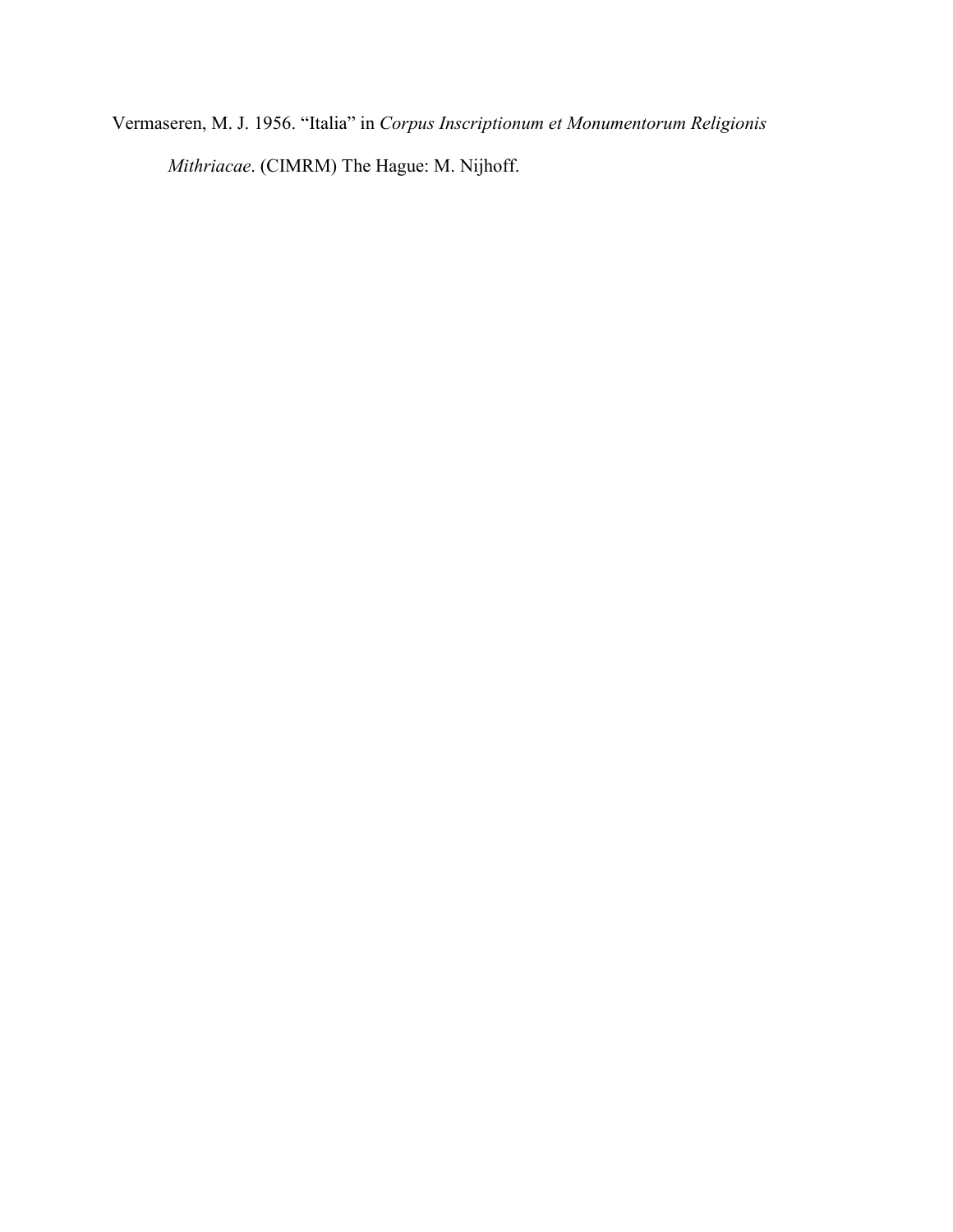Vermaseren, M. J. 1956. "Italia" in *Corpus Inscriptionum et Monumentorum Religionis Mithriacae*. (CIMRM) The Hague: M. Nijhoff.